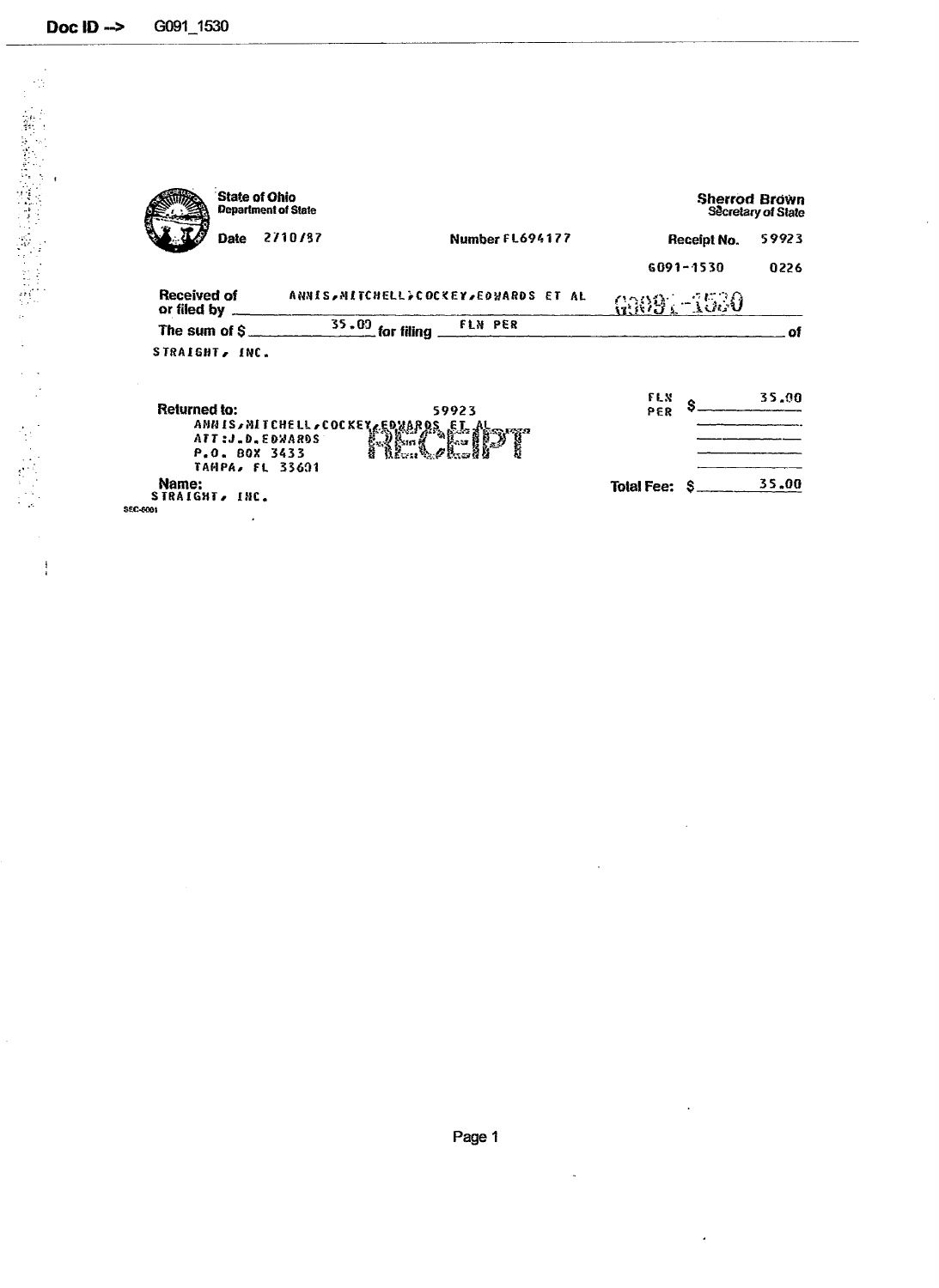Doc ID --> G091_1530

**State of Ohio**
Department of State

**Sherrod Brown**
Secretary of State

**Date** 2/10/87 **Number** FL694177 **Receipt No.** 59923

G091-1530 0226

**Received of or filed by** ANNIS,MITCHELL,COCKEY,EDWARDS ET AL G091-1530

**The sum of $** 35.00 **for filing** FLN PER **of**

STRAIGHT, INC.

**Returned to:** 59923
ANNIS,MITCHELL,COCKEY,EDWARDS ET AL
ATT:J.D.EDWARDS
P.O. BOX 3433
TAMPA, FL 33601

RECEIPT

FLN PER $ 35.00

**Name:**
STRAIGHT, INC.

**Total Fee: $** 35.00

SEC-6001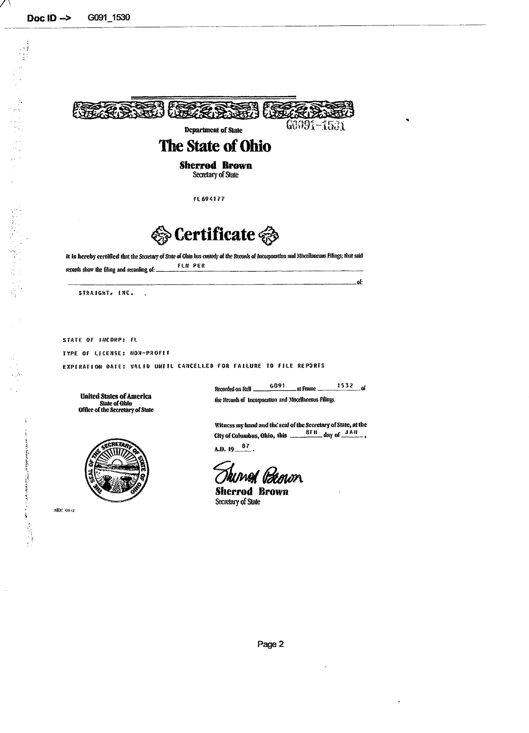Doc ID --> G091_1530

G0091-1531

Department of State

# The State of Ohio

**Sherrod Brown**
Secretary of State

FL694177

## Certificate

**It is hereby certified** that the Secretary of State of Ohio has custody of the Records of Incorporation and Miscellaneous Filings; that said records show the filing and recording of: FLN PER

of:

STRAIGHT, INC. .

STATE OF INCORP: FL

TYPE OF LICENSE: NON-PROFIT

EXPIRATION DATE: VALID UNTIL CANCELLED FOR FAILURE TO FILE REPORTS

**United States of America**
State of Ohio
Office of the Secretary of State

Recorded on Roll G091 at Frame 1532 of the Records of Incorporation and Miscellaneous Filings.

Witness my hand and the seal of the Secretary of State, at the City of Columbus, Ohio, this 8TH day of JAN, A.D. 19 87.

Sherrod Brown

**Sherrod Brown**
Secretary of State

SEC 99-2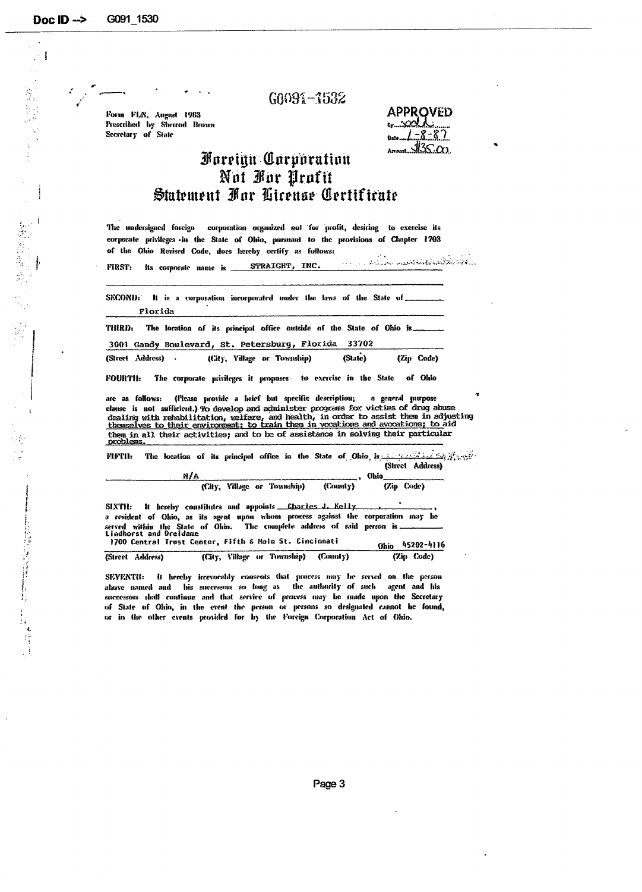G0091-1532

Form FLN, August 1983
Prescribed by Sherrod Brown
Secretary of State

**APPROVED**
By ________
Date 1-8-87
Amount $35.00

# Foreign Corporation Not For Profit Statement For License Certificate

The undersigned foreign corporation organized not for profit, desiring to exercise its corporate privileges in the State of Ohio, pursuant to the provisions of Chapter 1703 of the Ohio Revised Code, does hereby certify as follows:

**FIRST:** Its corporate name is STRAIGHT, INC.

**SECOND:** It is a corporation incorporated under the laws of the State of Florida

**THIRD:** The location of its principal office outside of the State of Ohio is

3001 Gandy Boulevard, St. Petersburg, Florida 33702

(Street Address) (City, Village or Township) (State) (Zip Code)

**FOURTH:** The corporate privileges it proposes to exercise in the State of Ohio are as follows: (Please provide a brief but specific description; a general purpose clause is not sufficient.) To develop and administer programs for victims of drug abuse dealing with rehabilitation, welfare, and health, in order to assist them in adjusting themselves to their environment; to train them in vocations and avocations; to aid them in all their activities; and to be of assistance in solving their particular problems.

**FIFTH:** The location of its principal office in the State of Ohio is

(Street Address)

N/A, Ohio

(City, Village or Township) (County) (Zip Code)

**SIXTH:** It hereby constitutes and appoints Charles J. Kelly, a resident of Ohio, as its agent upon whom process against the corporation may be served within the State of Ohio. The complete address of said person is Lindhorst and Dreidame

1700 Central Trust Center, Fifth & Main St. Cincinnati Ohio 45202-4116

(Street Address) (City, Village or Township) (County) (Zip Code)

**SEVENTH:** It hereby irrevocably consents that process may be served on the person above named and his successors so long as the authority of such agent and his successors shall continue and that service of process may be made upon the Secretary of State of Ohio, in the event the person or persons so designated cannot be found, or in the other events provided for by the Foreign Corporation Act of Ohio.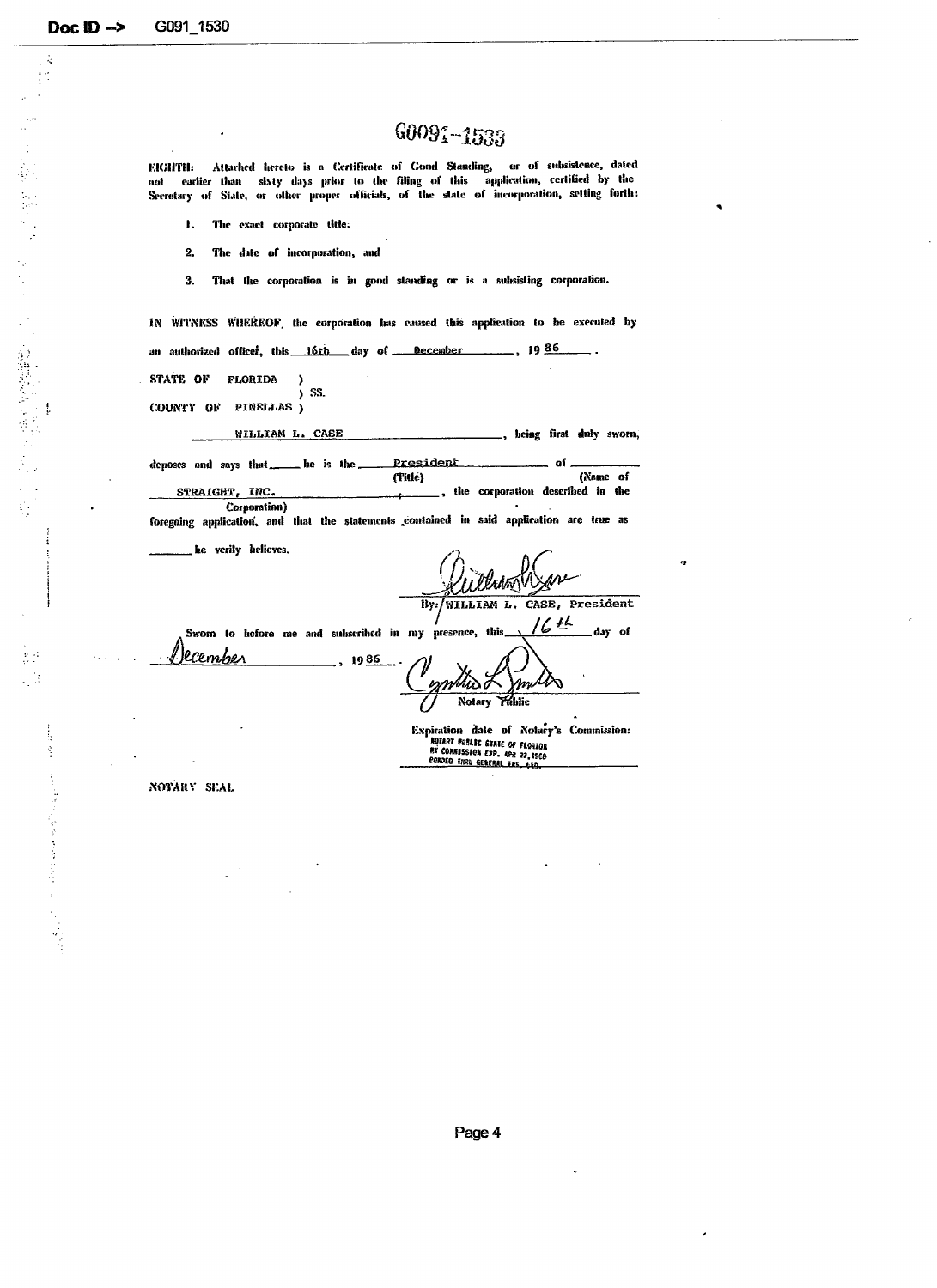G0091-1533

EIGHTH: Attached hereto is a Certificate of Good Standing, or of subsistence, dated not earlier than sixty days prior to the filing of this application, certified by the Secretary of State, or other proper officials, of the state of incorporation, setting forth:

1. The exact corporate title.

2. The date of incorporation, and

3. That the corporation is in good standing or is a subsisting corporation.

IN WITNESS WHEREOF, the corporation has caused this application to be executed by an authorized officer, this 16th day of December, 19 86.

STATE OF FLORIDA )
) SS.
COUNTY OF PINELLAS )

WILLIAM L. CASE, being first duly sworn, deposes and says that ____ he is the President (Title) of STRAIGHT, INC. (Name of Corporation), the corporation described in the foregoing application, and that the statements contained in said application are true as ____ he verily believes.

By: WILLIAM L. CASE, President

Sworn to before me and subscribed in my presence, this 16th day of December, 19 86.

Notary Public

Expiration date of Notary's Commission:
NOTARY PUBLIC STATE OF FLORIDA
MY COMMISSION EXP. APR 22, 1989
BONDED THRU GENERAL INS. UND.

NOTARY SEAL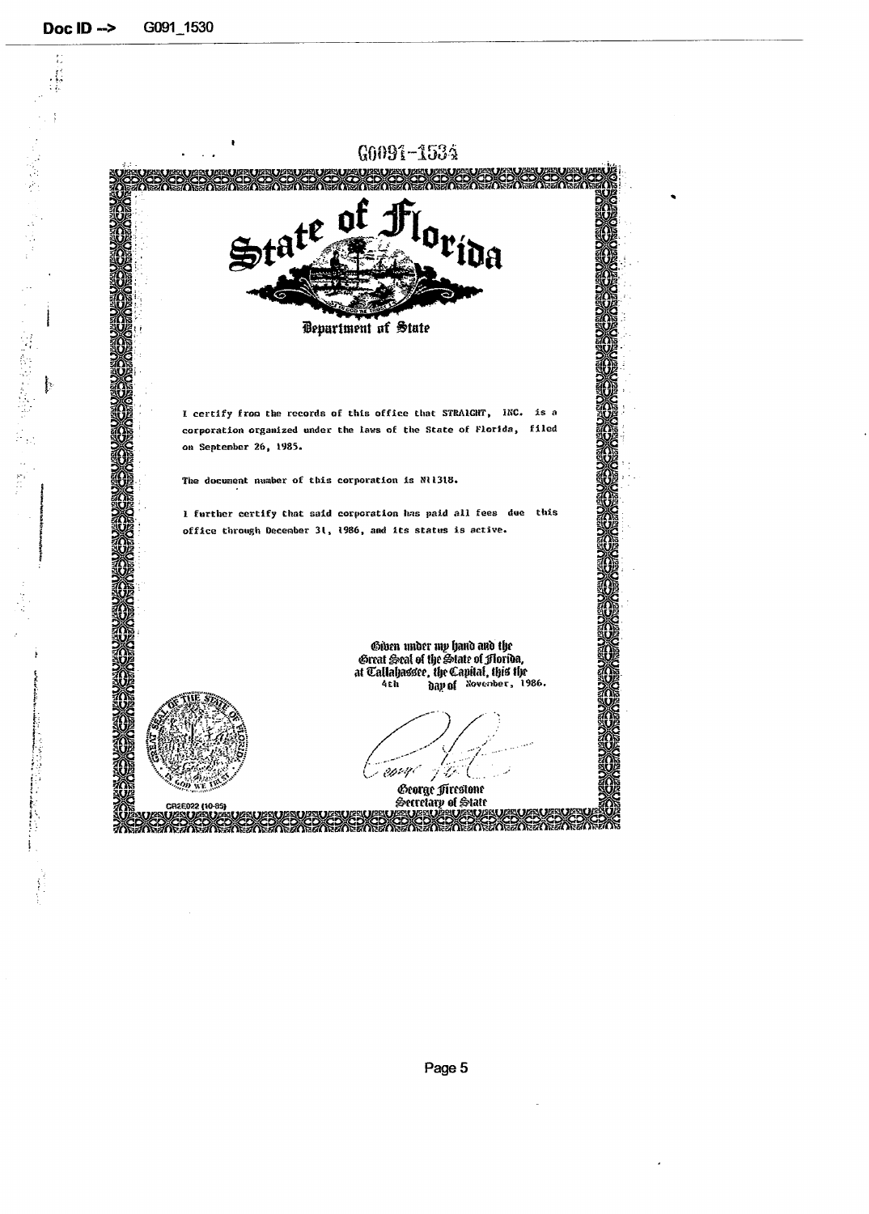Doc ID --> G091_1530

G0091-1534

# State of Florida

Department of State

I certify from the records of this office that STRAIGHT, INC. is a corporation organized under the laws of the State of Florida, filed on September 26, 1985.

The document number of this corporation is N11318.

I further certify that said corporation has paid all fees due this office through December 31, 1986, and its status is active.

Given under my hand and the Great Seal of the State of Florida, at Tallahassee, the Capital, this the 4th day of November, 1986.

George Firestone
Secretary of State

CR2E022 (10-85)